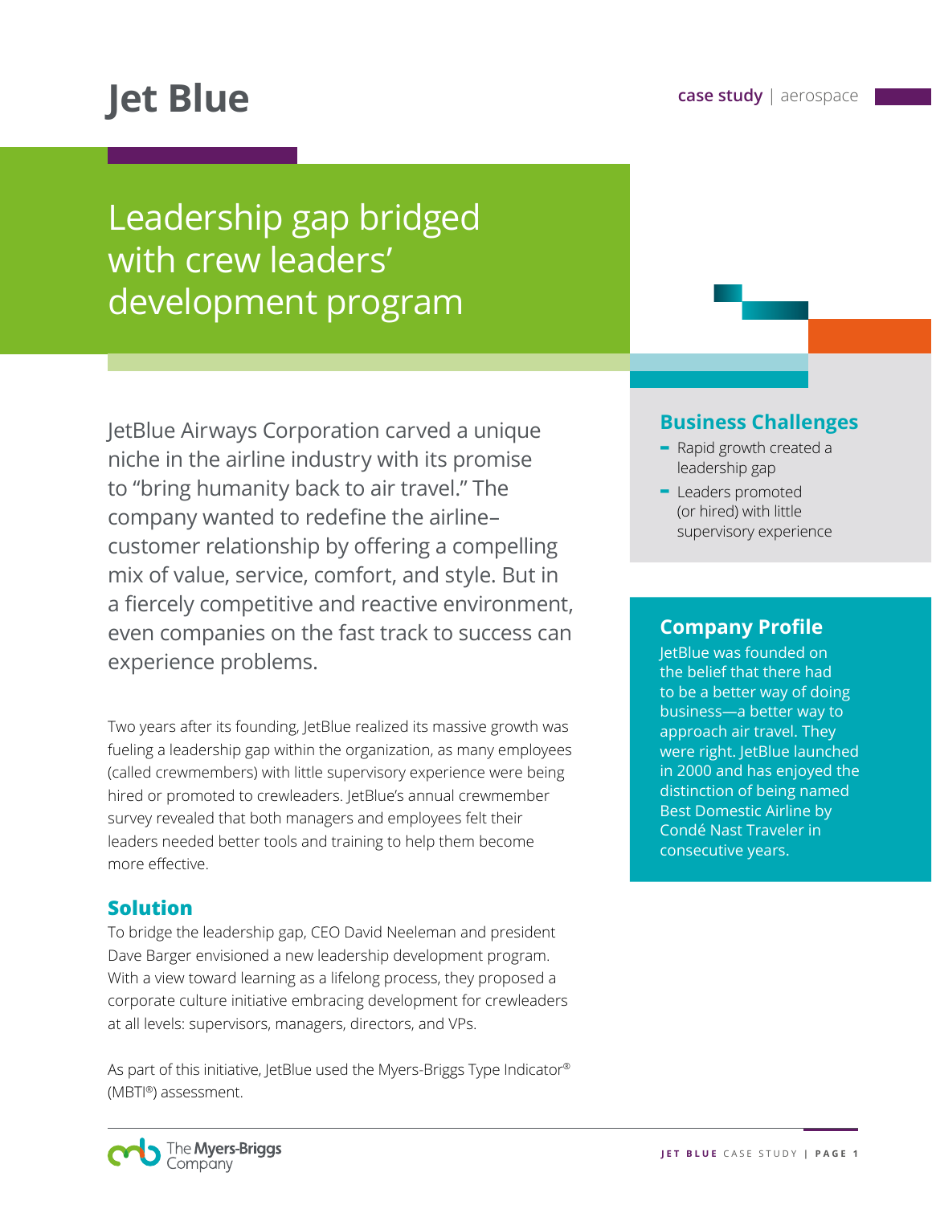# Jet Blue

case study | aerospace

## Leadership gap bridged with crew leaders' development program

JetBlue Airways Corporation carved a unique niche in the airline industry with its promise to "bring humanity back to air travel." The company wanted to redefine the airline–customer relationship by offering a compelling mix of value, service, comfort, and style. But in a fiercely competitive and reactive environment, even companies on the fast track to success can experience problems.

Two years after its founding, JetBlue realized its massive growth was fueling a leadership gap within the organization, as many employees (called crewmembers) with little supervisory experience were being hired or promoted to crewleaders. JetBlue's annual crewmember survey revealed that both managers and employees felt their leaders needed better tools and training to help them become more effective.

### Solution

To bridge the leadership gap, CEO David Neeleman and president Dave Barger envisioned a new leadership development program. With a view toward learning as a lifelong process, they proposed a corporate culture initiative embracing development for crewleaders at all levels: supervisors, managers, directors, and VPs.

As part of this initiative, JetBlue used the Myers-Briggs Type Indicator® (MBTI®) assessment.

### Business Challenges

- Rapid growth created a leadership gap
- Leaders promoted (or hired) with little supervisory experience

### Company Profile

JetBlue was founded on the belief that there had to be a better way of doing business—a better way to approach air travel. They were right. JetBlue launched in 2000 and has enjoyed the distinction of being named Best Domestic Airline by Condé Nast Traveler in consecutive years.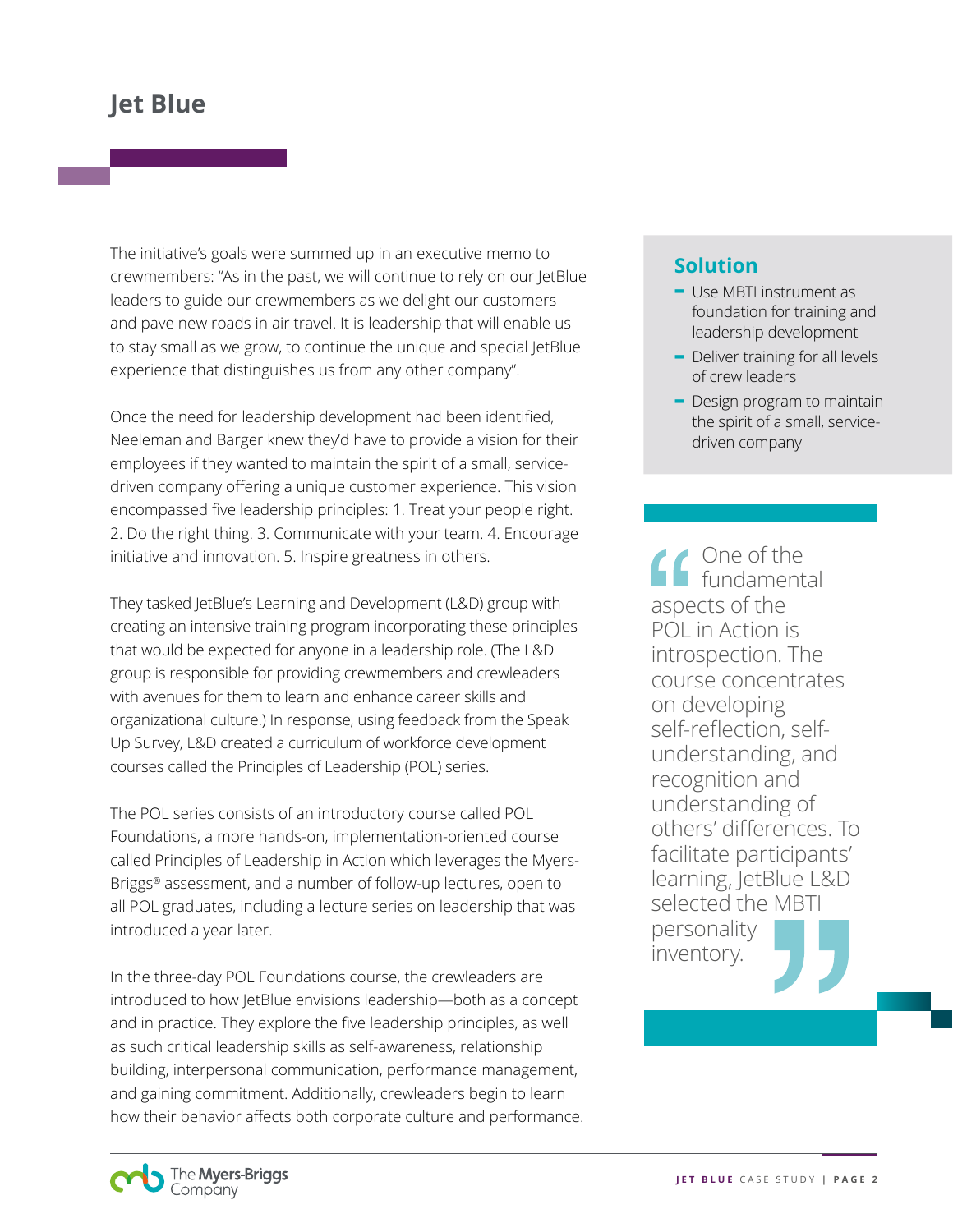# Jet Blue

The initiative's goals were summed up in an executive memo to crewmembers: "As in the past, we will continue to rely on our JetBlue leaders to guide our crewmembers as we delight our customers and pave new roads in air travel. It is leadership that will enable us to stay small as we grow, to continue the unique and special JetBlue experience that distinguishes us from any other company".

Once the need for leadership development had been identified, Neeleman and Barger knew they'd have to provide a vision for their employees if they wanted to maintain the spirit of a small, service-driven company offering a unique customer experience. This vision encompassed five leadership principles: 1. Treat your people right. 2. Do the right thing. 3. Communicate with your team. 4. Encourage initiative and innovation. 5. Inspire greatness in others.

They tasked JetBlue's Learning and Development (L&D) group with creating an intensive training program incorporating these principles that would be expected for anyone in a leadership role. (The L&D group is responsible for providing crewmembers and crewleaders with avenues for them to learn and enhance career skills and organizational culture.) In response, using feedback from the Speak Up Survey, L&D created a curriculum of workforce development courses called the Principles of Leadership (POL) series.

The POL series consists of an introductory course called POL Foundations, a more hands-on, implementation-oriented course called Principles of Leadership in Action which leverages the Myers-Briggs® assessment, and a number of follow-up lectures, open to all POL graduates, including a lecture series on leadership that was introduced a year later.

In the three-day POL Foundations course, the crewleaders are introduced to how JetBlue envisions leadership—both as a concept and in practice. They explore the five leadership principles, as well as such critical leadership skills as self-awareness, relationship building, interpersonal communication, performance management, and gaining commitment. Additionally, crewleaders begin to learn how their behavior affects both corporate culture and performance.

## Solution

- Use MBTI instrument as foundation for training and leadership development
- Deliver training for all levels of crew leaders
- Design program to maintain the spirit of a small, service-driven company

> "One of the fundamental aspects of the POL in Action is introspection. The course concentrates on developing self-reflection, self-understanding, and recognition and understanding of others' differences. To facilitate participants' learning, JetBlue L&D selected the MBTI personality inventory."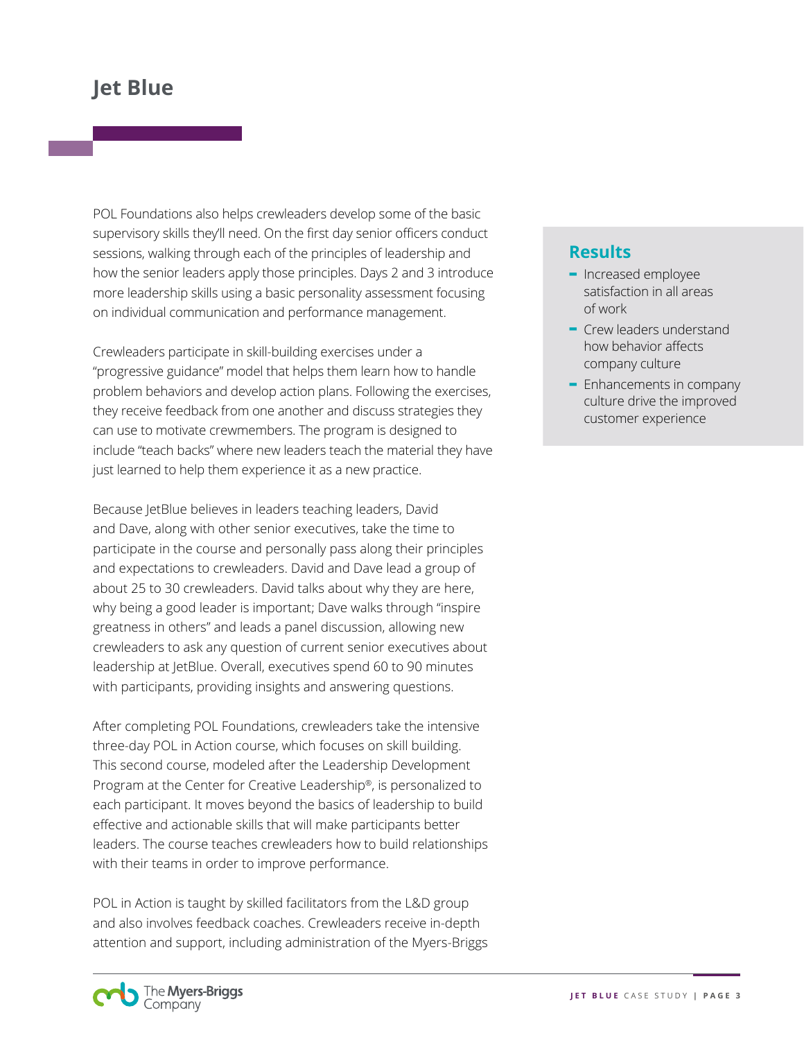# Jet Blue

POL Foundations also helps crewleaders develop some of the basic supervisory skills they'll need. On the first day senior officers conduct sessions, walking through each of the principles of leadership and how the senior leaders apply those principles. Days 2 and 3 introduce more leadership skills using a basic personality assessment focusing on individual communication and performance management.

Crewleaders participate in skill-building exercises under a "progressive guidance" model that helps them learn how to handle problem behaviors and develop action plans. Following the exercises, they receive feedback from one another and discuss strategies they can use to motivate crewmembers. The program is designed to include "teach backs" where new leaders teach the material they have just learned to help them experience it as a new practice.

Because JetBlue believes in leaders teaching leaders, David and Dave, along with other senior executives, take the time to participate in the course and personally pass along their principles and expectations to crewleaders. David and Dave lead a group of about 25 to 30 crewleaders. David talks about why they are here, why being a good leader is important; Dave walks through "inspire greatness in others" and leads a panel discussion, allowing new crewleaders to ask any question of current senior executives about leadership at JetBlue. Overall, executives spend 60 to 90 minutes with participants, providing insights and answering questions.

After completing POL Foundations, crewleaders take the intensive three-day POL in Action course, which focuses on skill building. This second course, modeled after the Leadership Development Program at the Center for Creative Leadership®, is personalized to each participant. It moves beyond the basics of leadership to build effective and actionable skills that will make participants better leaders. The course teaches crewleaders how to build relationships with their teams in order to improve performance.

POL in Action is taught by skilled facilitators from the L&D group and also involves feedback coaches. Crewleaders receive in-depth attention and support, including administration of the Myers-Briggs

## Results

- Increased employee satisfaction in all areas of work
- Crew leaders understand how behavior affects company culture
- Enhancements in company culture drive the improved customer experience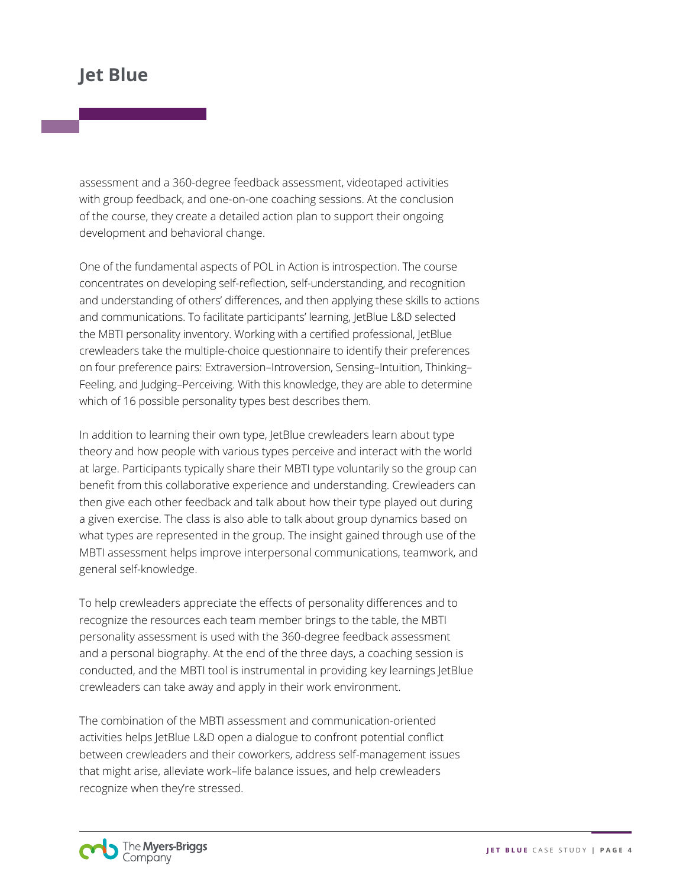assessment and a 360-degree feedback assessment, videotaped activities with group feedback, and one-on-one coaching sessions. At the conclusion of the course, they create a detailed action plan to support their ongoing development and behavioral change.

One of the fundamental aspects of POL in Action is introspection. The course concentrates on developing self-reflection, self-understanding, and recognition and understanding of others' differences, and then applying these skills to actions and communications. To facilitate participants' learning, JetBlue L&D selected the MBTI personality inventory. Working with a certified professional, JetBlue crewleaders take the multiple-choice questionnaire to identify their preferences on four preference pairs: Extraversion–Introversion, Sensing–Intuition, Thinking–Feeling, and Judging–Perceiving. With this knowledge, they are able to determine which of 16 possible personality types best describes them.

In addition to learning their own type, JetBlue crewleaders learn about type theory and how people with various types perceive and interact with the world at large. Participants typically share their MBTI type voluntarily so the group can benefit from this collaborative experience and understanding. Crewleaders can then give each other feedback and talk about how their type played out during a given exercise. The class is also able to talk about group dynamics based on what types are represented in the group. The insight gained through use of the MBTI assessment helps improve interpersonal communications, teamwork, and general self-knowledge.

To help crewleaders appreciate the effects of personality differences and to recognize the resources each team member brings to the table, the MBTI personality assessment is used with the 360-degree feedback assessment and a personal biography. At the end of the three days, a coaching session is conducted, and the MBTI tool is instrumental in providing key learnings JetBlue crewleaders can take away and apply in their work environment.

The combination of the MBTI assessment and communication-oriented activities helps JetBlue L&D open a dialogue to confront potential conflict between crewleaders and their coworkers, address self-management issues that might arise, alleviate work–life balance issues, and help crewleaders recognize when they're stressed.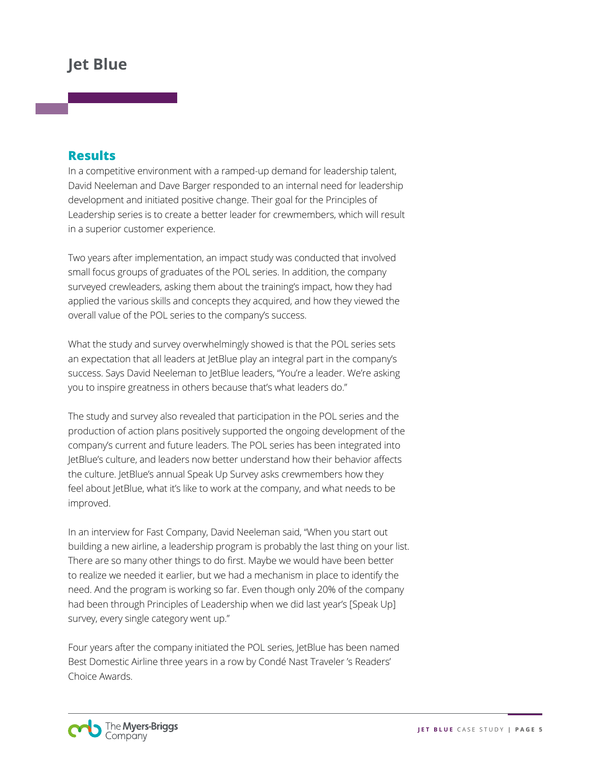# Jet Blue

## Results

In a competitive environment with a ramped-up demand for leadership talent, David Neeleman and Dave Barger responded to an internal need for leadership development and initiated positive change. Their goal for the Principles of Leadership series is to create a better leader for crewmembers, which will result in a superior customer experience.

Two years after implementation, an impact study was conducted that involved small focus groups of graduates of the POL series. In addition, the company surveyed crewleaders, asking them about the training's impact, how they had applied the various skills and concepts they acquired, and how they viewed the overall value of the POL series to the company's success.

What the study and survey overwhelmingly showed is that the POL series sets an expectation that all leaders at JetBlue play an integral part in the company's success. Says David Neeleman to JetBlue leaders, "You're a leader. We're asking you to inspire greatness in others because that's what leaders do."

The study and survey also revealed that participation in the POL series and the production of action plans positively supported the ongoing development of the company's current and future leaders. The POL series has been integrated into JetBlue's culture, and leaders now better understand how their behavior affects the culture. JetBlue's annual Speak Up Survey asks crewmembers how they feel about JetBlue, what it's like to work at the company, and what needs to be improved.

In an interview for Fast Company, David Neeleman said, "When you start out building a new airline, a leadership program is probably the last thing on your list. There are so many other things to do first. Maybe we would have been better to realize we needed it earlier, but we had a mechanism in place to identify the need. And the program is working so far. Even though only 20% of the company had been through Principles of Leadership when we did last year's [Speak Up] survey, every single category went up."

Four years after the company initiated the POL series, JetBlue has been named Best Domestic Airline three years in a row by Condé Nast Traveler 's Readers' Choice Awards.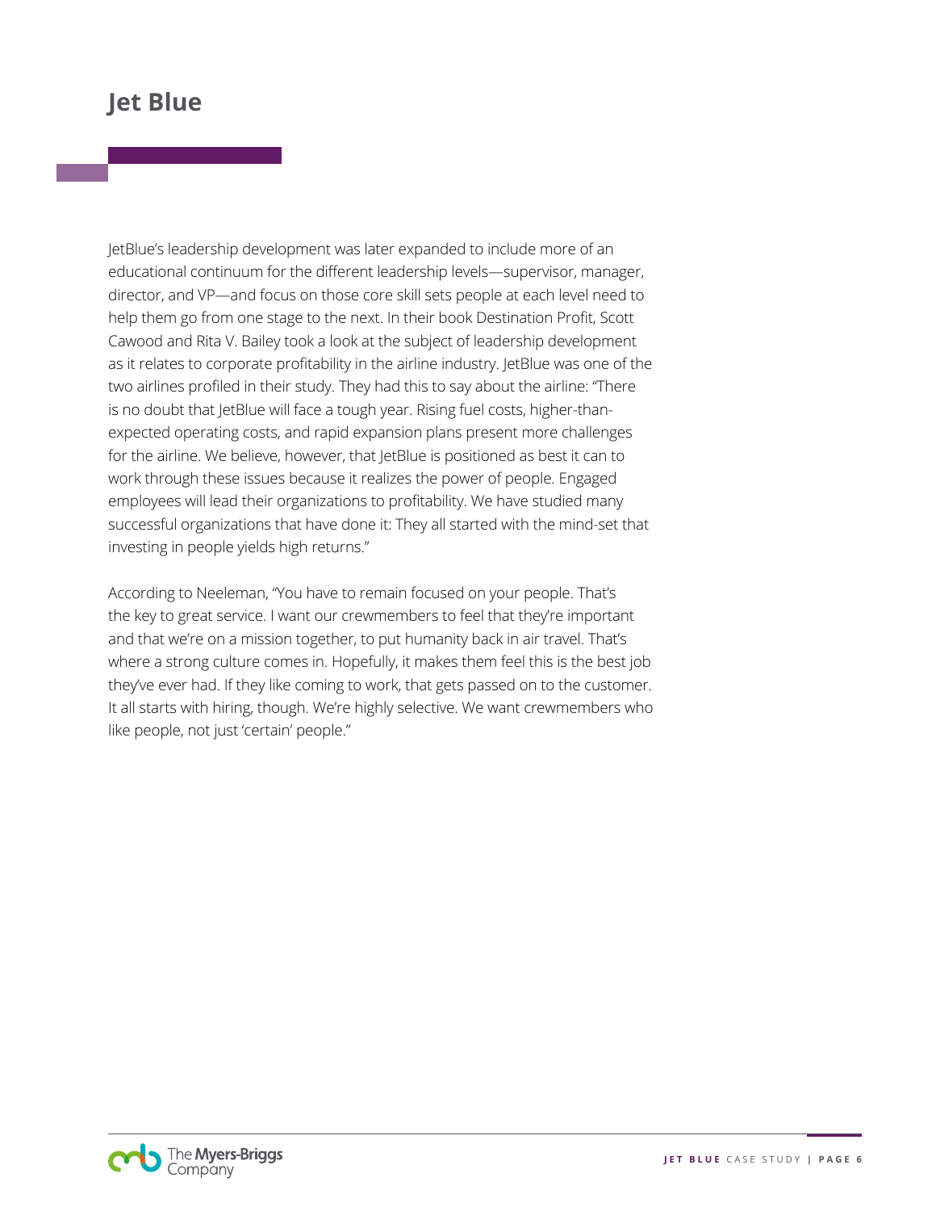JetBlue's leadership development was later expanded to include more of an educational continuum for the different leadership levels—supervisor, manager, director, and VP—and focus on those core skill sets people at each level need to help them go from one stage to the next. In their book Destination Profit, Scott Cawood and Rita V. Bailey took a look at the subject of leadership development as it relates to corporate profitability in the airline industry. JetBlue was one of the two airlines profiled in their study. They had this to say about the airline: "There is no doubt that JetBlue will face a tough year. Rising fuel costs, higher-than-expected operating costs, and rapid expansion plans present more challenges for the airline. We believe, however, that JetBlue is positioned as best it can to work through these issues because it realizes the power of people. Engaged employees will lead their organizations to profitability. We have studied many successful organizations that have done it: They all started with the mind-set that investing in people yields high returns."

According to Neeleman, "You have to remain focused on your people. That's the key to great service. I want our crewmembers to feel that they're important and that we're on a mission together, to put humanity back in air travel. That's where a strong culture comes in. Hopefully, it makes them feel this is the best job they've ever had. If they like coming to work, that gets passed on to the customer. It all starts with hiring, though. We're highly selective. We want crewmembers who like people, not just 'certain' people."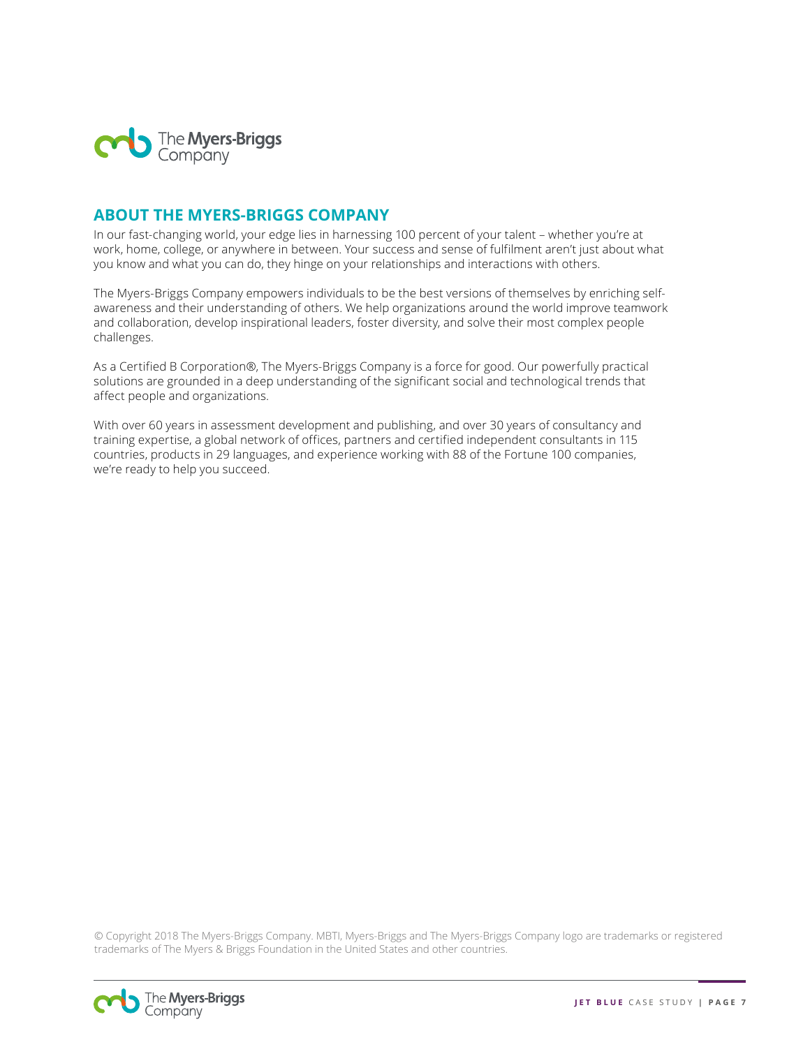## ABOUT THE MYERS-BRIGGS COMPANY

In our fast-changing world, your edge lies in harnessing 100 percent of your talent – whether you're at work, home, college, or anywhere in between. Your success and sense of fulfilment aren't just about what you know and what you can do, they hinge on your relationships and interactions with others.

The Myers-Briggs Company empowers individuals to be the best versions of themselves by enriching self-awareness and their understanding of others. We help organizations around the world improve teamwork and collaboration, develop inspirational leaders, foster diversity, and solve their most complex people challenges.

As a Certified B Corporation®, The Myers-Briggs Company is a force for good. Our powerfully practical solutions are grounded in a deep understanding of the significant social and technological trends that affect people and organizations.

With over 60 years in assessment development and publishing, and over 30 years of consultancy and training expertise, a global network of offices, partners and certified independent consultants in 115 countries, products in 29 languages, and experience working with 88 of the Fortune 100 companies, we're ready to help you succeed.

© Copyright 2018 The Myers-Briggs Company. MBTI, Myers-Briggs and The Myers-Briggs Company logo are trademarks or registered trademarks of The Myers & Briggs Foundation in the United States and other countries.